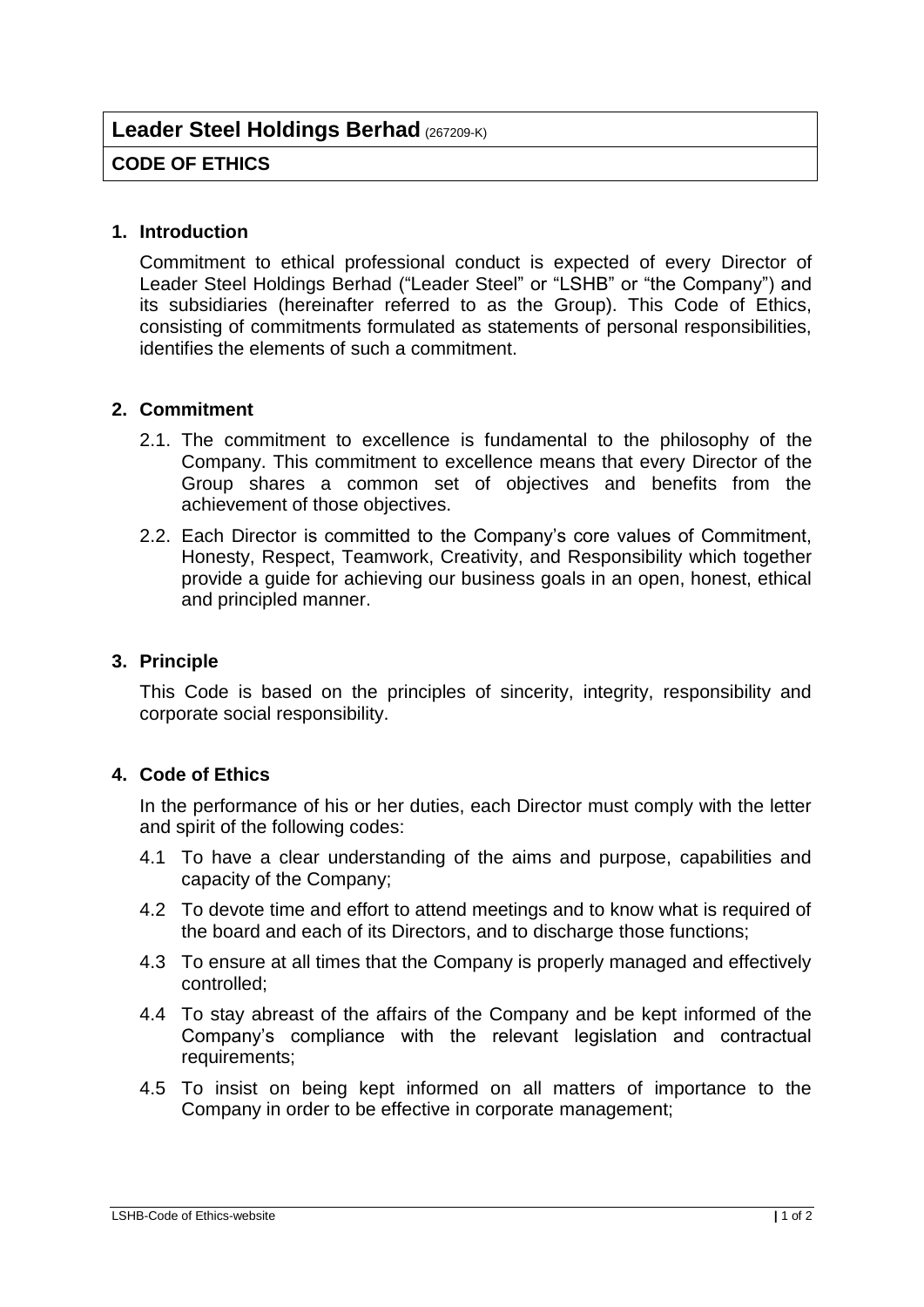# Leader Steel Holdings Berhad (267209-K)

## CODE OF ETHICS

### 1. Introduction

Commitment to ethical professional conduct is expected of every Director of Leader Steel Holdings Berhad ("Leader Steel" or "LSHB" or "the Company") and its subsidiaries (hereinafter referred to as the Group). This Code of Ethics, consisting of commitments formulated as statements of personal responsibilities, identifies the elements of such a commitment.

### 2. Commitment

2.1. The commitment to excellence is fundamental to the philosophy of the Company. This commitment to excellence means that every Director of the Group shares a common set of objectives and benefits from the achievement of those objectives.

2.2. Each Director is committed to the Company's core values of Commitment, Honesty, Respect, Teamwork, Creativity, and Responsibility which together provide a guide for achieving our business goals in an open, honest, ethical and principled manner.

### 3. Principle

This Code is based on the principles of sincerity, integrity, responsibility and corporate social responsibility.

### 4. Code of Ethics

In the performance of his or her duties, each Director must comply with the letter and spirit of the following codes:

4.1 To have a clear understanding of the aims and purpose, capabilities and capacity of the Company;

4.2 To devote time and effort to attend meetings and to know what is required of the board and each of its Directors, and to discharge those functions;

4.3 To ensure at all times that the Company is properly managed and effectively controlled;

4.4 To stay abreast of the affairs of the Company and be kept informed of the Company's compliance with the relevant legislation and contractual requirements;

4.5 To insist on being kept informed on all matters of importance to the Company in order to be effective in corporate management;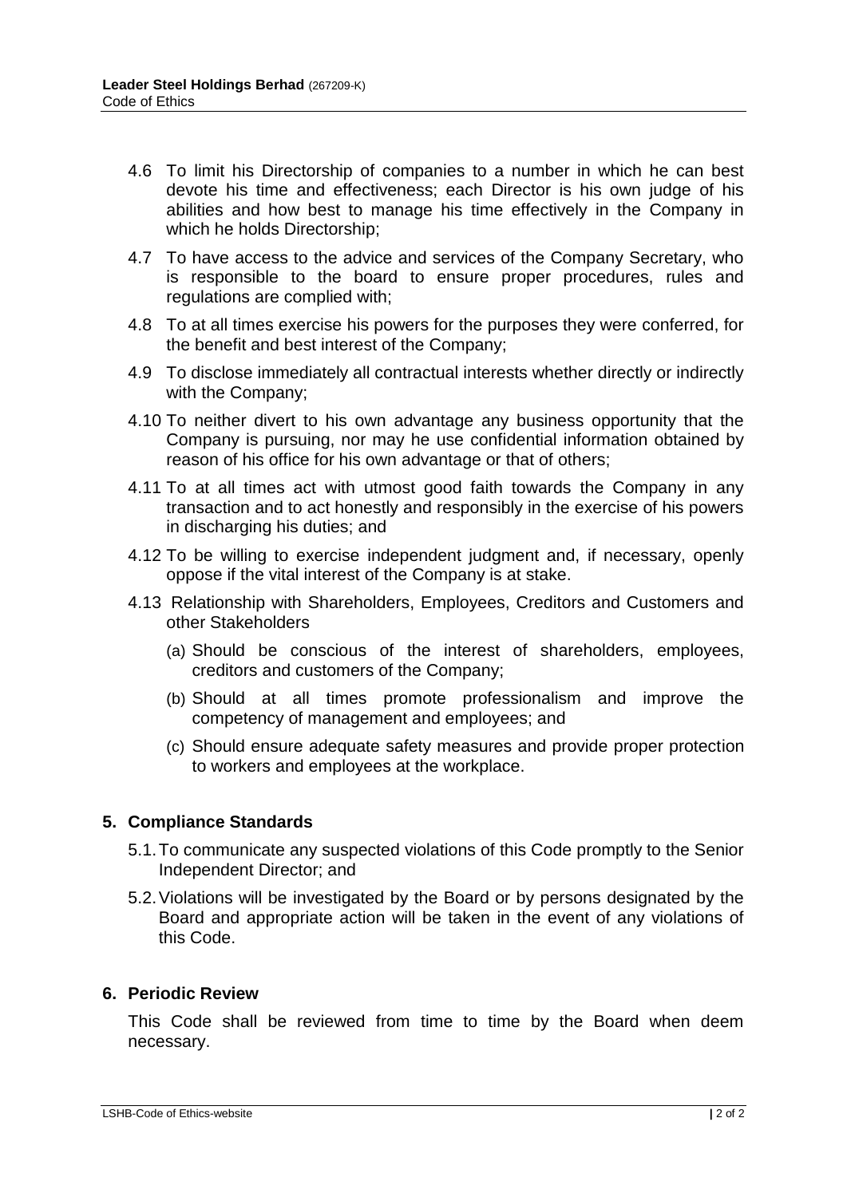4.6 To limit his Directorship of companies to a number in which he can best devote his time and effectiveness; each Director is his own judge of his abilities and how best to manage his time effectively in the Company in which he holds Directorship;

4.7 To have access to the advice and services of the Company Secretary, who is responsible to the board to ensure proper procedures, rules and regulations are complied with;

4.8 To at all times exercise his powers for the purposes they were conferred, for the benefit and best interest of the Company;

4.9 To disclose immediately all contractual interests whether directly or indirectly with the Company;

4.10 To neither divert to his own advantage any business opportunity that the Company is pursuing, nor may he use confidential information obtained by reason of his office for his own advantage or that of others;

4.11 To at all times act with utmost good faith towards the Company in any transaction and to act honestly and responsibly in the exercise of his powers in discharging his duties; and

4.12 To be willing to exercise independent judgment and, if necessary, openly oppose if the vital interest of the Company is at stake.

4.13 Relationship with Shareholders, Employees, Creditors and Customers and other Stakeholders

(a) Should be conscious of the interest of shareholders, employees, creditors and customers of the Company;

(b) Should at all times promote professionalism and improve the competency of management and employees; and

(c) Should ensure adequate safety measures and provide proper protection to workers and employees at the workplace.

## 5. Compliance Standards

5.1. To communicate any suspected violations of this Code promptly to the Senior Independent Director; and

5.2. Violations will be investigated by the Board or by persons designated by the Board and appropriate action will be taken in the event of any violations of this Code.

## 6. Periodic Review

This Code shall be reviewed from time to time by the Board when deem necessary.